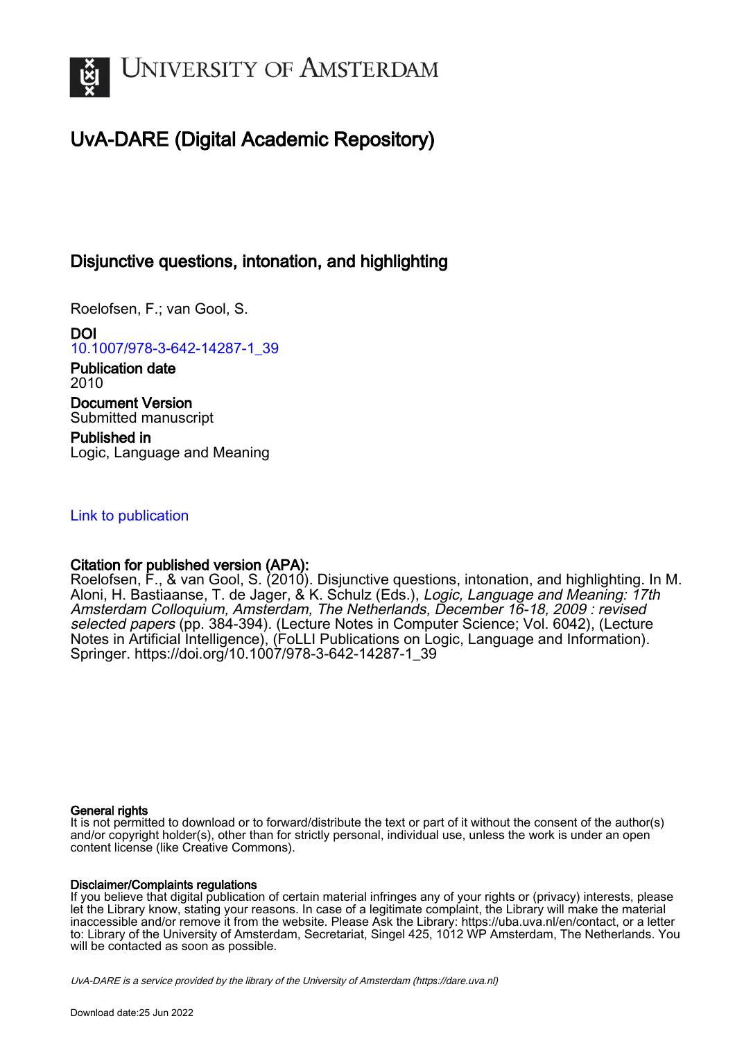UNIVERSITY OF AMSTERDAM

# UvA-DARE (Digital Academic Repository)

## Disjunctive questions, intonation, and highlighting

Roelofsen, F.; van Gool, S.

**DOI**
10.1007/978-3-642-14287-1_39

**Publication date**
2010

**Document Version**
Submitted manuscript

**Published in**
Logic, Language and Meaning

Link to publication

**Citation for published version (APA):**
Roelofsen, F., & van Gool, S. (2010). Disjunctive questions, intonation, and highlighting. In M. Aloni, H. Bastiaanse, T. de Jager, & K. Schulz (Eds.), *Logic, Language and Meaning: 17th Amsterdam Colloquium, Amsterdam, The Netherlands, December 16-18, 2009 : revised selected papers* (pp. 384-394). (Lecture Notes in Computer Science; Vol. 6042), (Lecture Notes in Artificial Intelligence), (FoLLI Publications on Logic, Language and Information). Springer. https://doi.org/10.1007/978-3-642-14287-1_39

**General rights**
It is not permitted to download or to forward/distribute the text or part of it without the consent of the author(s) and/or copyright holder(s), other than for strictly personal, individual use, unless the work is under an open content license (like Creative Commons).

**Disclaimer/Complaints regulations**
If you believe that digital publication of certain material infringes any of your rights or (privacy) interests, please let the Library know, stating your reasons. In case of a legitimate complaint, the Library will make the material inaccessible and/or remove it from the website. Please Ask the Library: https://uba.uva.nl/en/contact, or a letter to: Library of the University of Amsterdam, Secretariat, Singel 425, 1012 WP Amsterdam, The Netherlands. You will be contacted as soon as possible.

*UvA-DARE is a service provided by the library of the University of Amsterdam (https://dare.uva.nl)*

Download date:25 Jun 2022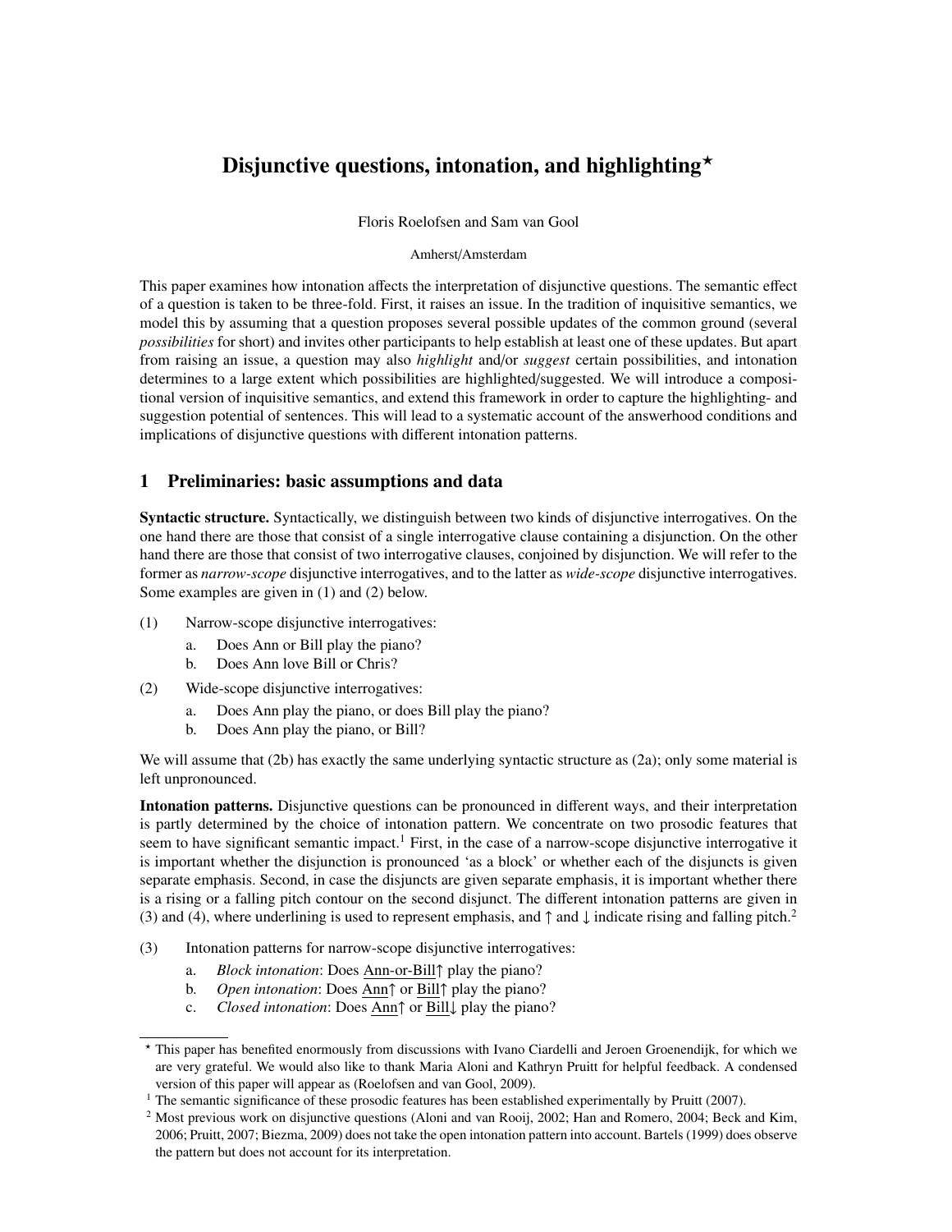# Disjunctive questions, intonation, and highlighting*

Floris Roelofsen and Sam van Gool

Amherst/Amsterdam

This paper examines how intonation affects the interpretation of disjunctive questions. The semantic effect of a question is taken to be three-fold. First, it raises an issue. In the tradition of inquisitive semantics, we model this by assuming that a question proposes several possible updates of the common ground (several *possibilities* for short) and invites other participants to help establish at least one of these updates. But apart from raising an issue, a question may also *highlight* and/or *suggest* certain possibilities, and intonation determines to a large extent which possibilities are highlighted/suggested. We will introduce a compositional version of inquisitive semantics, and extend this framework in order to capture the highlighting- and suggestion potential of sentences. This will lead to a systematic account of the answerhood conditions and implications of disjunctive questions with different intonation patterns.

## 1 Preliminaries: basic assumptions and data

**Syntactic structure.** Syntactically, we distinguish between two kinds of disjunctive interrogatives. On the one hand there are those that consist of a single interrogative clause containing a disjunction. On the other hand there are those that consist of two interrogative clauses, conjoined by disjunction. We will refer to the former as *narrow-scope* disjunctive interrogatives, and to the latter as *wide-scope* disjunctive interrogatives. Some examples are given in (1) and (2) below.

(1) Narrow-scope disjunctive interrogatives:
   a. Does Ann or Bill play the piano?
   b. Does Ann love Bill or Chris?

(2) Wide-scope disjunctive interrogatives:
   a. Does Ann play the piano, or does Bill play the piano?
   b. Does Ann play the piano, or Bill?

We will assume that (2b) has exactly the same underlying syntactic structure as (2a); only some material is left unpronounced.

**Intonation patterns.** Disjunctive questions can be pronounced in different ways, and their interpretation is partly determined by the choice of intonation pattern. We concentrate on two prosodic features that seem to have significant semantic impact.[1] First, in the case of a narrow-scope disjunctive interrogative it is important whether the disjunction is pronounced 'as a block' or whether each of the disjuncts is given separate emphasis. Second, in case the disjuncts are given separate emphasis, it is important whether there is a rising or a falling pitch contour on the second disjunct. The different intonation patterns are given in (3) and (4), where underlining is used to represent emphasis, and ↑ and ↓ indicate rising and falling pitch.[2]

(3) Intonation patterns for narrow-scope disjunctive interrogatives:
   a. *Block intonation*: Does <u>Ann-or-Bill</u>↑ play the piano?
   b. *Open intonation*: Does <u>Ann</u>↑ or <u>Bill</u>↑ play the piano?
   c. *Closed intonation*: Does <u>Ann</u>↑ or <u>Bill</u>↓ play the piano?

---

* This paper has benefited enormously from discussions with Ivano Ciardelli and Jeroen Groenendijk, for which we are very grateful. We would also like to thank Maria Aloni and Kathryn Pruitt for helpful feedback. A condensed version of this paper will appear as (Roelofsen and van Gool, 2009).

[1] The semantic significance of these prosodic features has been established experimentally by Pruitt (2007).

[2] Most previous work on disjunctive questions (Aloni and van Rooij, 2002; Han and Romero, 2004; Beck and Kim, 2006; Pruitt, 2007; Biezma, 2009) does not take the open intonation pattern into account. Bartels (1999) does observe the pattern but does not account for its interpretation.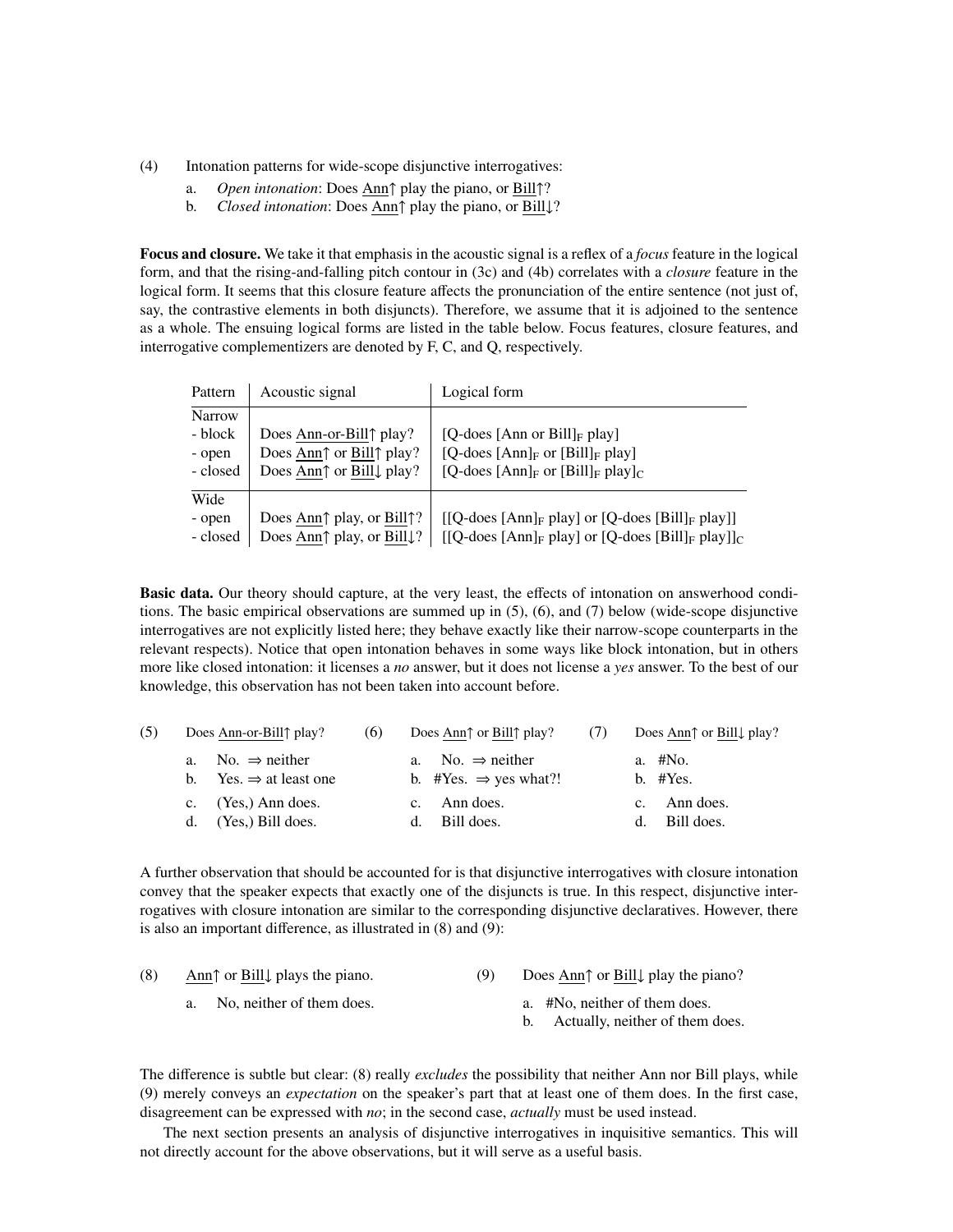(4) Intonation patterns for wide-scope disjunctive interrogatives:

a. *Open intonation*: Does <u>Ann</u>↑ play the piano, or <u>Bill</u>↑?

b. *Closed intonation*: Does <u>Ann</u>↑ play the piano, or <u>Bill</u>↓?

**Focus and closure.** We take it that emphasis in the acoustic signal is a reflex of a *focus* feature in the logical form, and that the rising-and-falling pitch contour in (3c) and (4b) correlates with a *closure* feature in the logical form. It seems that this closure feature affects the pronunciation of the entire sentence (not just of, say, the contrastive elements in both disjuncts). Therefore, we assume that it is adjoined to the sentence as a whole. The ensuing logical forms are listed in the table below. Focus features, closure features, and interrogative complementizers are denoted by F, C, and Q, respectively.

| Pattern | Acoustic signal | Logical form |
|---|---|---|
| Narrow | | |
| - block | Does <u>Ann-or-Bill</u>↑ play? | [Q-does [Ann or Bill]$_F$ play] |
| - open | Does <u>Ann</u>↑ or <u>Bill</u>↑ play? | [Q-does [Ann]$_F$ or [Bill]$_F$ play] |
| - closed | Does <u>Ann</u>↑ or <u>Bill</u>↓ play? | [Q-does [Ann]$_F$ or [Bill]$_F$ play]$_C$ |
| Wide | | |
| - open | Does <u>Ann</u>↑ play, or <u>Bill</u>↑? | [[Q-does [Ann]$_F$ play] or [Q-does [Bill]$_F$ play]] |
| - closed | Does <u>Ann</u>↑ play, or <u>Bill</u>↓? | [[Q-does [Ann]$_F$ play] or [Q-does [Bill]$_F$ play]]$_C$ |

**Basic data.** Our theory should capture, at the very least, the effects of intonation on answerhood conditions. The basic empirical observations are summed up in (5), (6), and (7) below (wide-scope disjunctive interrogatives are not explicitly listed here; they behave exactly like their narrow-scope counterparts in the relevant respects). Notice that open intonation behaves in some ways like block intonation, but in others more like closed intonation: it licenses a *no* answer, but it does not license a *yes* answer. To the best of our knowledge, this observation has not been taken into account before.

(5) Does <u>Ann-or-Bill</u>↑ play?

a. No. ⇒ neither
b. Yes. ⇒ at least one
c. (Yes,) Ann does.
d. (Yes,) Bill does.

(6) Does <u>Ann</u>↑ or <u>Bill</u>↑ play?

a. No. ⇒ neither
b. #Yes. ⇒ yes what?!
c. Ann does.
d. Bill does.

(7) Does <u>Ann</u>↑ or <u>Bill</u>↓ play?

a. #No.
b. #Yes.
c. Ann does.
d. Bill does.

A further observation that should be accounted for is that disjunctive interrogatives with closure intonation convey that the speaker expects that exactly one of the disjuncts is true. In this respect, disjunctive interrogatives with closure intonation are similar to the corresponding disjunctive declaratives. However, there is also an important difference, as illustrated in (8) and (9):

(8) <u>Ann</u>↑ or <u>Bill</u>↓ plays the piano.

a. No, neither of them does.

(9) Does <u>Ann</u>↑ or <u>Bill</u>↓ play the piano?

a. #No, neither of them does.
b. Actually, neither of them does.

The difference is subtle but clear: (8) really *excludes* the possibility that neither Ann nor Bill plays, while (9) merely conveys an *expectation* on the speaker's part that at least one of them does. In the first case, disagreement can be expressed with *no*; in the second case, *actually* must be used instead.

The next section presents an analysis of disjunctive interrogatives in inquisitive semantics. This will not directly account for the above observations, but it will serve as a useful basis.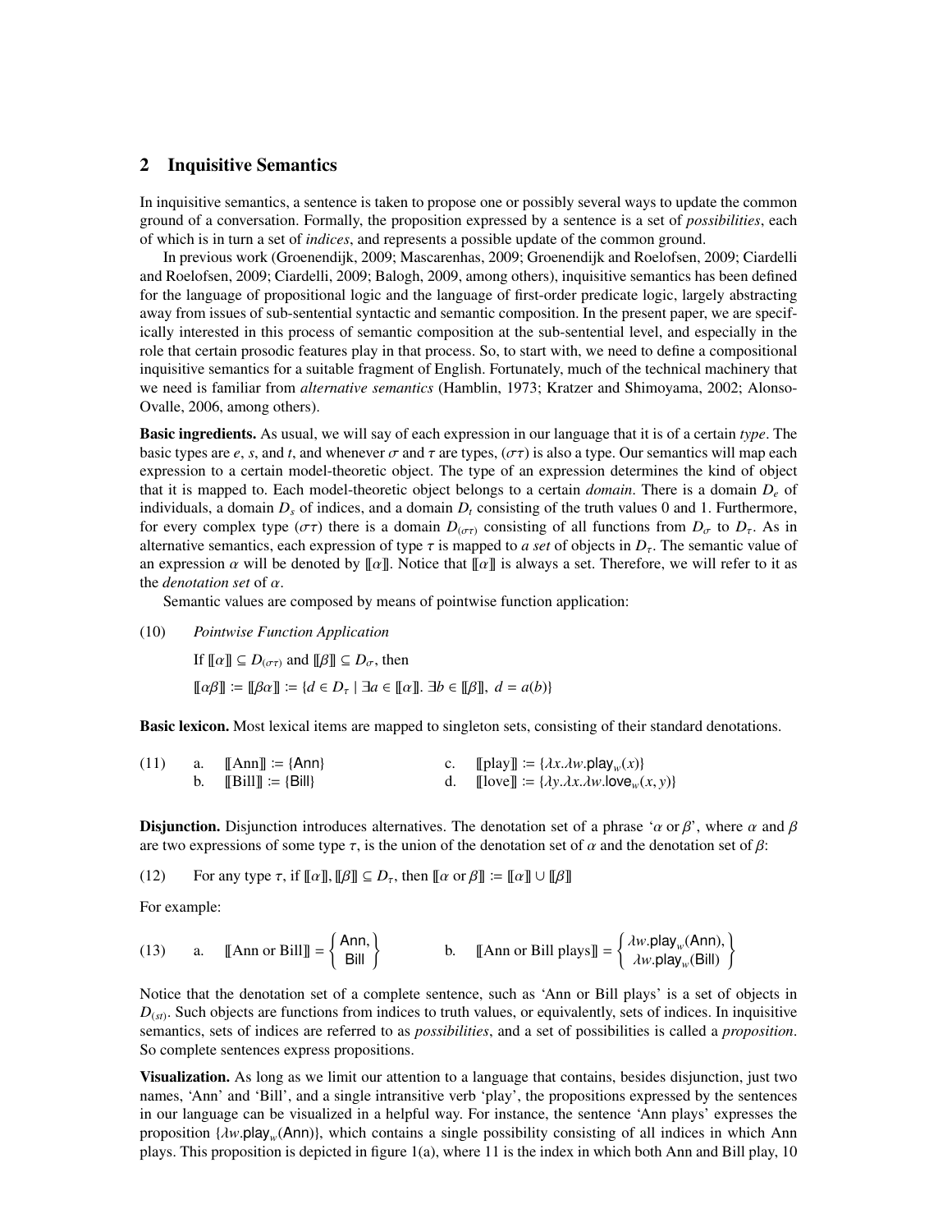## 2 Inquisitive Semantics

In inquisitive semantics, a sentence is taken to propose one or possibly several ways to update the common ground of a conversation. Formally, the proposition expressed by a sentence is a set of *possibilities*, each of which is in turn a set of *indices*, and represents a possible update of the common ground.

In previous work (Groenendijk, 2009; Mascarenhas, 2009; Groenendijk and Roelofsen, 2009; Ciardelli and Roelofsen, 2009; Ciardelli, 2009; Balogh, 2009, among others), inquisitive semantics has been defined for the language of propositional logic and the language of first-order predicate logic, largely abstracting away from issues of sub-sentential syntactic and semantic composition. In the present paper, we are specifically interested in this process of semantic composition at the sub-sentential level, and especially in the role that certain prosodic features play in that process. So, to start with, we need to define a compositional inquisitive semantics for a suitable fragment of English. Fortunately, much of the technical machinery that we need is familiar from *alternative semantics* (Hamblin, 1973; Kratzer and Shimoyama, 2002; Alonso-Ovalle, 2006, among others).

**Basic ingredients.** As usual, we will say of each expression in our language that it is of a certain *type*. The basic types are $e$, $s$, and $t$, and whenever $\sigma$ and $\tau$ are types, $(\sigma\tau)$ is also a type. Our semantics will map each expression to a certain model-theoretic object. The type of an expression determines the kind of object that it is mapped to. Each model-theoretic object belongs to a certain *domain*. There is a domain $D_e$ of individuals, a domain $D_s$ of indices, and a domain $D_t$ consisting of the truth values 0 and 1. Furthermore, for every complex type $(\sigma\tau)$ there is a domain $D_{(\sigma\tau)}$ consisting of all functions from $D_\sigma$ to $D_\tau$. As in alternative semantics, each expression of type $\tau$ is mapped to *a set* of objects in $D_\tau$. The semantic value of an expression $\alpha$ will be denoted by $[\![\alpha]\!]$. Notice that $[\![\alpha]\!]$ is always a set. Therefore, we will refer to it as the *denotation set* of $\alpha$.

Semantic values are composed by means of pointwise function application:

(10) *Pointwise Function Application*

If $[\![\alpha]\!] \subseteq D_{(\sigma\tau)}$ and $[\![\beta]\!] \subseteq D_\sigma$, then

$[\![\alpha\beta]\!] := [\![\beta\alpha]\!] := \{d \in D_\tau \mid \exists a \in [\![\alpha]\!].\ \exists b \in [\![\beta]\!],\ d = a(b)\}$

**Basic lexicon.** Most lexical items are mapped to singleton sets, consisting of their standard denotations.

(11) a. $[\![\text{Ann}]\!] := \{\mathsf{Ann}\}$
b. $[\![\text{Bill}]\!] := \{\mathsf{Bill}\}$
c. $[\![\text{play}]\!] := \{\lambda x.\lambda w.\mathsf{play}_w(x)\}$
d. $[\![\text{love}]\!] := \{\lambda y.\lambda x.\lambda w.\mathsf{love}_w(x, y)\}$

**Disjunction.** Disjunction introduces alternatives. The denotation set of a phrase '$\alpha$ or $\beta$', where $\alpha$ and $\beta$ are two expressions of some type $\tau$, is the union of the denotation set of $\alpha$ and the denotation set of $\beta$:

(12) For any type $\tau$, if $[\![\alpha]\!], [\![\beta]\!] \subseteq D_\tau$, then $[\![\alpha \text{ or } \beta]\!] := [\![\alpha]\!] \cup [\![\beta]\!]$

For example:

(13) a. $[\![\text{Ann or Bill}]\!] = \left\{ \begin{array}{c} \mathsf{Ann}, \\ \mathsf{Bill} \end{array} \right\}$
b. $[\![\text{Ann or Bill plays}]\!] = \left\{ \begin{array}{c} \lambda w.\mathsf{play}_w(\mathsf{Ann}), \\ \lambda w.\mathsf{play}_w(\mathsf{Bill}) \end{array} \right\}$

Notice that the denotation set of a complete sentence, such as 'Ann or Bill plays' is a set of objects in $D_{(st)}$. Such objects are functions from indices to truth values, or equivalently, sets of indices. In inquisitive semantics, sets of indices are referred to as *possibilities*, and a set of possibilities is called a *proposition*. So complete sentences express propositions.

**Visualization.** As long as we limit our attention to a language that contains, besides disjunction, just two names, 'Ann' and 'Bill', and a single intransitive verb 'play', the propositions expressed by the sentences in our language can be visualized in a helpful way. For instance, the sentence 'Ann plays' expresses the proposition $\{\lambda w.\mathsf{play}_w(\mathsf{Ann})\}$, which contains a single possibility consisting of all indices in which Ann plays. This proposition is depicted in figure 1(a), where 11 is the index in which both Ann and Bill play, 10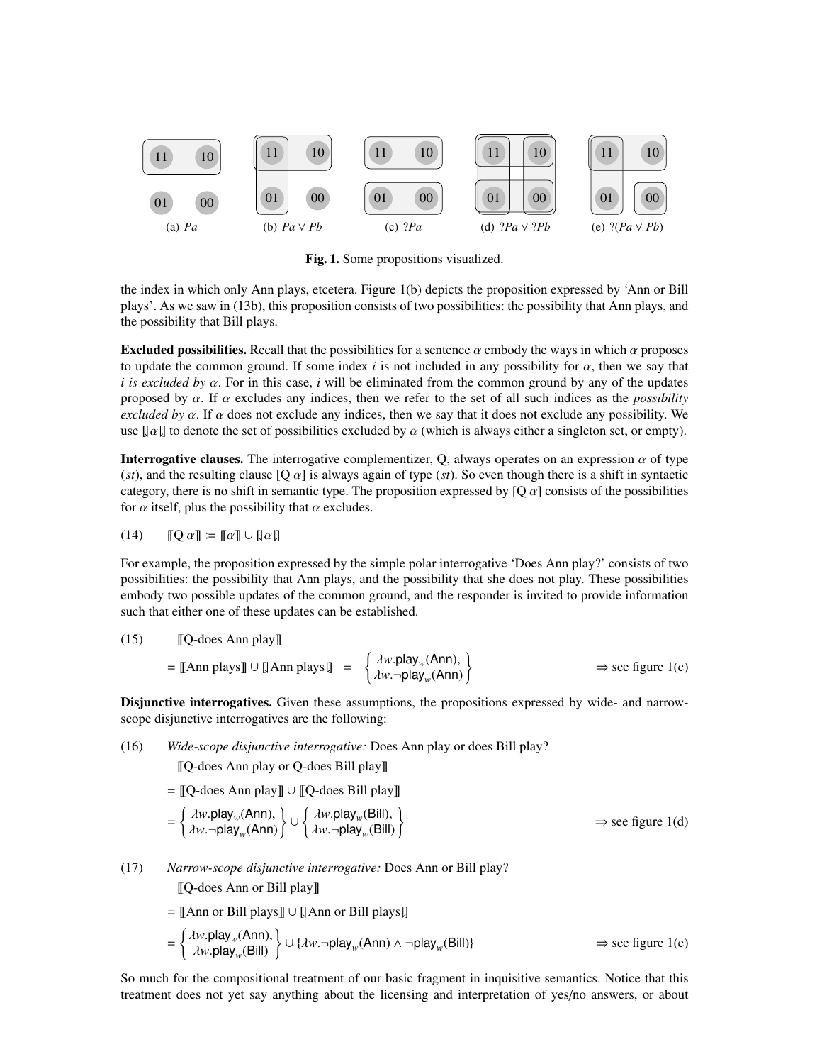(a) $Pa$ (b) $Pa \vee Pb$ (c) $?Pa$ (d) $?Pa \vee ?Pb$ (e) $?(Pa \vee Pb)$

**Fig. 1.** Some propositions visualized.

the index in which only Ann plays, etcetera. Figure 1(b) depicts the proposition expressed by 'Ann or Bill plays'. As we saw in (13b), this proposition consists of two possibilities: the possibility that Ann plays, and the possibility that Bill plays.

**Excluded possibilities.** Recall that the possibilities for a sentence $\alpha$ embody the ways in which $\alpha$ proposes to update the common ground. If some index $i$ is not included in any possibility for $\alpha$, then we say that $i$ *is excluded by* $\alpha$. For in this case, $i$ will be eliminated from the common ground by any of the updates proposed by $\alpha$. If $\alpha$ excludes any indices, then we refer to the set of all such indices as the *possibility excluded by* $\alpha$. If $\alpha$ does not exclude any indices, then we say that it does not exclude any possibility. We use $[\![\alpha]\!]$ to denote the set of possibilities excluded by $\alpha$ (which is always either a singleton set, or empty).

**Interrogative clauses.** The interrogative complementizer, Q, always operates on an expression $\alpha$ of type $(st)$, and the resulting clause $[\mathrm{Q}\ \alpha]$ is always again of type $(st)$. So even though there is a shift in syntactic category, there is no shift in semantic type. The proposition expressed by $[\mathrm{Q}\ \alpha]$ consists of the possibilities for $\alpha$ itself, plus the possibility that $\alpha$ excludes.

(14) $[\![\mathrm{Q}\ \alpha]\!] := [\![\alpha]\!] \cup [\![\alpha]\!]$

For example, the proposition expressed by the simple polar interrogative 'Does Ann play?' consists of two possibilities: the possibility that Ann plays, and the possibility that she does not play. These possibilities embody two possible updates of the common ground, and the responder is invited to provide information such that either one of these updates can be established.

(15) $[\![$Q-does Ann play$]\!]$

$= [\![$Ann plays$]\!] \cup [\![$Ann plays$]\!] = \left\{ \begin{array}{l} \lambda w.\mathsf{play}_w(\mathsf{Ann}), \\ \lambda w.\neg\mathsf{play}_w(\mathsf{Ann}) \end{array} \right\}$ $\Rightarrow$ see figure 1(c)

**Disjunctive interrogatives.** Given these assumptions, the propositions expressed by wide- and narrow-scope disjunctive interrogatives are the following:

(16) *Wide-scope disjunctive interrogative:* Does Ann play or does Bill play?

$[\![$Q-does Ann play or Q-does Bill play$]\!]$

$= [\![$Q-does Ann play$]\!] \cup [\![$Q-does Bill play$]\!]$

$= \left\{ \begin{array}{l} \lambda w.\mathsf{play}_w(\mathsf{Ann}), \\ \lambda w.\neg\mathsf{play}_w(\mathsf{Ann}) \end{array} \right\} \cup \left\{ \begin{array}{l} \lambda w.\mathsf{play}_w(\mathsf{Bill}), \\ \lambda w.\neg\mathsf{play}_w(\mathsf{Bill}) \end{array} \right\}$ $\Rightarrow$ see figure 1(d)

(17) *Narrow-scope disjunctive interrogative:* Does Ann or Bill play?

$[\![$Q-does Ann or Bill play$]\!]$

$= [\![$Ann or Bill plays$]\!] \cup [\![$Ann or Bill plays$]\!]$

$= \left\{ \begin{array}{l} \lambda w.\mathsf{play}_w(\mathsf{Ann}), \\ \lambda w.\mathsf{play}_w(\mathsf{Bill}) \end{array} \right\} \cup \{\lambda w.\neg\mathsf{play}_w(\mathsf{Ann}) \wedge \neg\mathsf{play}_w(\mathsf{Bill})\}$ $\Rightarrow$ see figure 1(e)

So much for the compositional treatment of our basic fragment in inquisitive semantics. Notice that this treatment does not yet say anything about the licensing and interpretation of yes/no answers, or about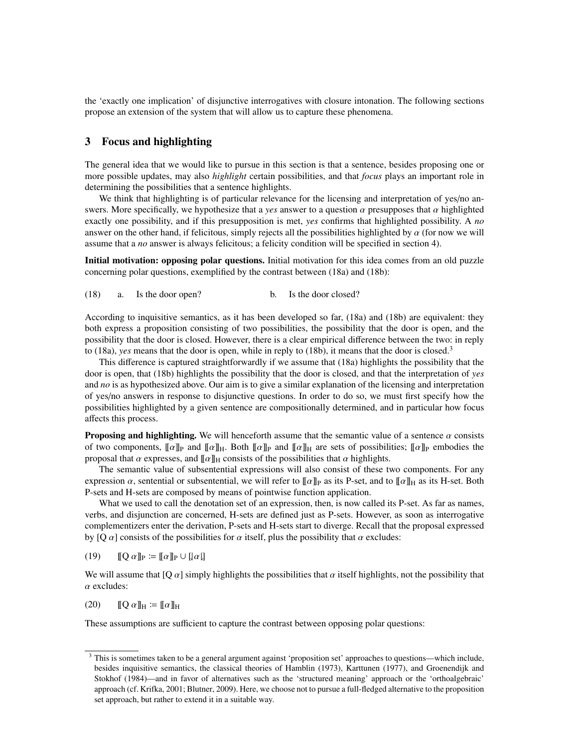the 'exactly one implication' of disjunctive interrogatives with closure intonation. The following sections propose an extension of the system that will allow us to capture these phenomena.

## 3 Focus and highlighting

The general idea that we would like to pursue in this section is that a sentence, besides proposing one or more possible updates, may also *highlight* certain possibilities, and that *focus* plays an important role in determining the possibilities that a sentence highlights.

We think that highlighting is of particular relevance for the licensing and interpretation of yes/no answers. More specifically, we hypothesize that a *yes* answer to a question $\alpha$ presupposes that $\alpha$ highlighted exactly one possibility, and if this presupposition is met, *yes* confirms that highlighted possibility. A *no* answer on the other hand, if felicitous, simply rejects all the possibilities highlighted by $\alpha$ (for now we will assume that a *no* answer is always felicitous; a felicity condition will be specified in section 4).

**Initial motivation: opposing polar questions.** Initial motivation for this idea comes from an old puzzle concerning polar questions, exemplified by the contrast between (18a) and (18b):

(18) a. Is the door open? b. Is the door closed?

According to inquisitive semantics, as it has been developed so far, (18a) and (18b) are equivalent: they both express a proposition consisting of two possibilities, the possibility that the door is open, and the possibility that the door is closed. However, there is a clear empirical difference between the two: in reply to (18a), *yes* means that the door is open, while in reply to (18b), it means that the door is closed.[3]

This difference is captured straightforwardly if we assume that (18a) highlights the possibility that the door is open, that (18b) highlights the possibility that the door is closed, and that the interpretation of *yes* and *no* is as hypothesized above. Our aim is to give a similar explanation of the licensing and interpretation of yes/no answers in response to disjunctive questions. In order to do so, we must first specify how the possibilities highlighted by a given sentence are compositionally determined, and in particular how focus affects this process.

**Proposing and highlighting.** We will henceforth assume that the semantic value of a sentence $\alpha$ consists of two components, $[\![\alpha]\!]_{\text{P}}$ and $[\![\alpha]\!]_{\text{H}}$. Both $[\![\alpha]\!]_{\text{P}}$ and $[\![\alpha]\!]_{\text{H}}$ are sets of possibilities; $[\![\alpha]\!]_{\text{P}}$ embodies the proposal that $\alpha$ expresses, and $[\![\alpha]\!]_{\text{H}}$ consists of the possibilities that $\alpha$ highlights.

The semantic value of subsentential expressions will also consist of these two components. For any expression $\alpha$, sentential or subsentential, we will refer to $[\![\alpha]\!]_{\text{P}}$ as its P-set, and to $[\![\alpha]\!]_{\text{H}}$ as its H-set. Both P-sets and H-sets are composed by means of pointwise function application.

What we used to call the denotation set of an expression, then, is now called its P-set. As far as names, verbs, and disjunction are concerned, H-sets are defined just as P-sets. However, as soon as interrogative complementizers enter the derivation, P-sets and H-sets start to diverge. Recall that the proposal expressed by [Q $\alpha$] consists of the possibilities for $\alpha$ itself, plus the possibility that $\alpha$ excludes:

(19) $[\![\text{Q}\ \alpha]\!]_{\text{P}} := [\![\alpha]\!]_{\text{P}} \cup [\!\rfloor\alpha\lfloor\!]$

We will assume that [Q $\alpha$] simply highlights the possibilities that $\alpha$ itself highlights, not the possibility that $\alpha$ excludes:

(20) $[\![\text{Q}\ \alpha]\!]_{\text{H}} := [\![\alpha]\!]_{\text{H}}$

These assumptions are sufficient to capture the contrast between opposing polar questions:

[3] This is sometimes taken to be a general argument against 'proposition set' approaches to questions—which include, besides inquisitive semantics, the classical theories of Hamblin (1973), Karttunen (1977), and Groenendijk and Stokhof (1984)—and in favor of alternatives such as the 'structured meaning' approach or the 'orthoalgebraic' approach (cf. Krifka, 2001; Blutner, 2009). Here, we choose not to pursue a full-fledged alternative to the proposition set approach, but rather to extend it in a suitable way.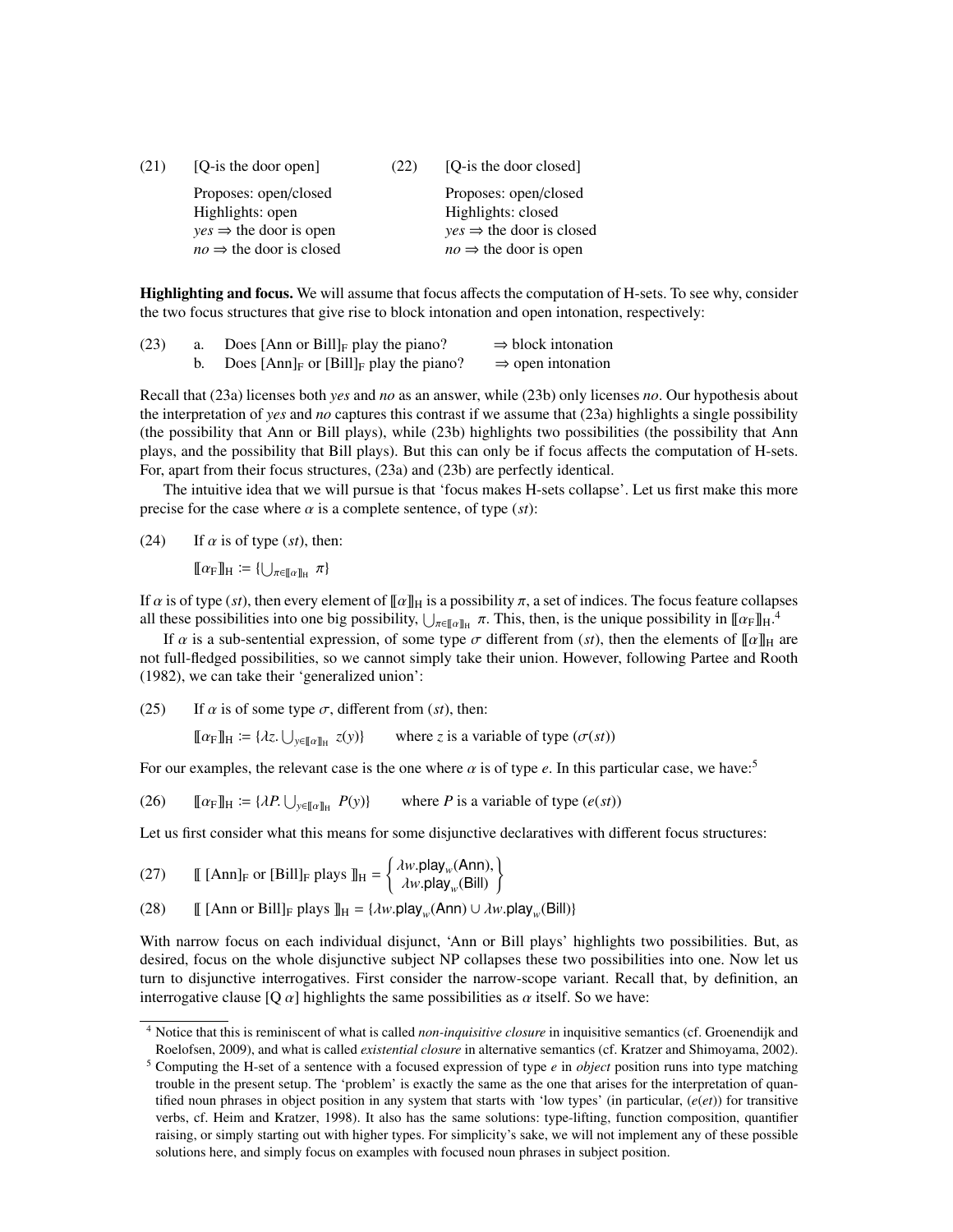(21) [Q-is the door open]

Proposes: open/closed
Highlights: open
*yes* ⇒ the door is open
*no* ⇒ the door is closed

(22) [Q-is the door closed]

Proposes: open/closed
Highlights: closed
*yes* ⇒ the door is closed
*no* ⇒ the door is open

**Highlighting and focus.** We will assume that focus affects the computation of H-sets. To see why, consider the two focus structures that give rise to block intonation and open intonation, respectively:

(23) a. Does $[\text{Ann or Bill}]_F$ play the piano? ⇒ block intonation
b. Does $[\text{Ann}]_F$ or $[\text{Bill}]_F$ play the piano? ⇒ open intonation

Recall that (23a) licenses both *yes* and *no* as an answer, while (23b) only licenses *no*. Our hypothesis about the interpretation of *yes* and *no* captures this contrast if we assume that (23a) highlights a single possibility (the possibility that Ann or Bill plays), while (23b) highlights two possibilities (the possibility that Ann plays, and the possibility that Bill plays). But this can only be if focus affects the computation of H-sets. For, apart from their focus structures, (23a) and (23b) are perfectly identical.

The intuitive idea that we will pursue is that 'focus makes H-sets collapse'. Let us first make this more precise for the case where $\alpha$ is a complete sentence, of type $(st)$:

(24) If $\alpha$ is of type $(st)$, then:

$$[\![\alpha_F]\!]_H := \{\bigcup_{\pi \in [\![\alpha]\!]_H} \pi\}$$

If $\alpha$ is of type $(st)$, then every element of $[\![\alpha]\!]_H$ is a possibility $\pi$, a set of indices. The focus feature collapses all these possibilities into one big possibility, $\bigcup_{\pi \in [\![\alpha]\!]_H} \pi$. This, then, is the unique possibility in $[\![\alpha_F]\!]_H$.[4]

If $\alpha$ is a sub-sentential expression, of some type $\sigma$ different from $(st)$, then the elements of $[\![\alpha]\!]_H$ are not full-fledged possibilities, so we cannot simply take their union. However, following Partee and Rooth (1982), we can take their 'generalized union':

(25) If $\alpha$ is of some type $\sigma$, different from $(st)$, then:

$$[\![\alpha_F]\!]_H := \{\lambda z. \bigcup_{y \in [\![\alpha]\!]_H} z(y)\} \qquad \text{where } z \text{ is a variable of type } (\sigma(st))$$

For our examples, the relevant case is the one where $\alpha$ is of type $e$. In this particular case, we have:[5]

(26)
$$[\![\alpha_F]\!]_H := \{\lambda P. \bigcup_{y \in [\![\alpha]\!]_H} P(y)\} \qquad \text{where } P \text{ is a variable of type } (e(st))$$

Let us first consider what this means for some disjunctive declaratives with different focus structures:

(27)
$$[\![\ [\text{Ann}]_F \text{ or } [\text{Bill}]_F \text{ plays }]\!]_H = \left\{ \begin{array}{l} \lambda w.\mathsf{play}_w(\mathsf{Ann}), \\ \lambda w.\mathsf{play}_w(\mathsf{Bill}) \end{array} \right\}$$

(28)
$$[\![\ [\text{Ann or Bill}]_F \text{ plays }]\!]_H = \{\lambda w.\mathsf{play}_w(\mathsf{Ann}) \cup \lambda w.\mathsf{play}_w(\mathsf{Bill})\}$$

With narrow focus on each individual disjunct, 'Ann or Bill plays' highlights two possibilities. But, as desired, focus on the whole disjunctive subject NP collapses these two possibilities into one. Now let us turn to disjunctive interrogatives. First consider the narrow-scope variant. Recall that, by definition, an interrogative clause $[Q\ \alpha]$ highlights the same possibilities as $\alpha$ itself. So we have:

---

[4] Notice that this is reminiscent of what is called *non-inquisitive closure* in inquisitive semantics (cf. Groenendijk and Roelofsen, 2009), and what is called *existential closure* in alternative semantics (cf. Kratzer and Shimoyama, 2002).

[5] Computing the H-set of a sentence with a focused expression of type $e$ in *object* position runs into type matching trouble in the present setup. The 'problem' is exactly the same as the one that arises for the interpretation of quantified noun phrases in object position in any system that starts with 'low types' (in particular, $(e(et))$ for transitive verbs, cf. Heim and Kratzer, 1998). It also has the same solutions: type-lifting, function composition, quantifier raising, or simply starting out with higher types. For simplicity's sake, we will not implement any of these possible solutions here, and simply focus on examples with focused noun phrases in subject position.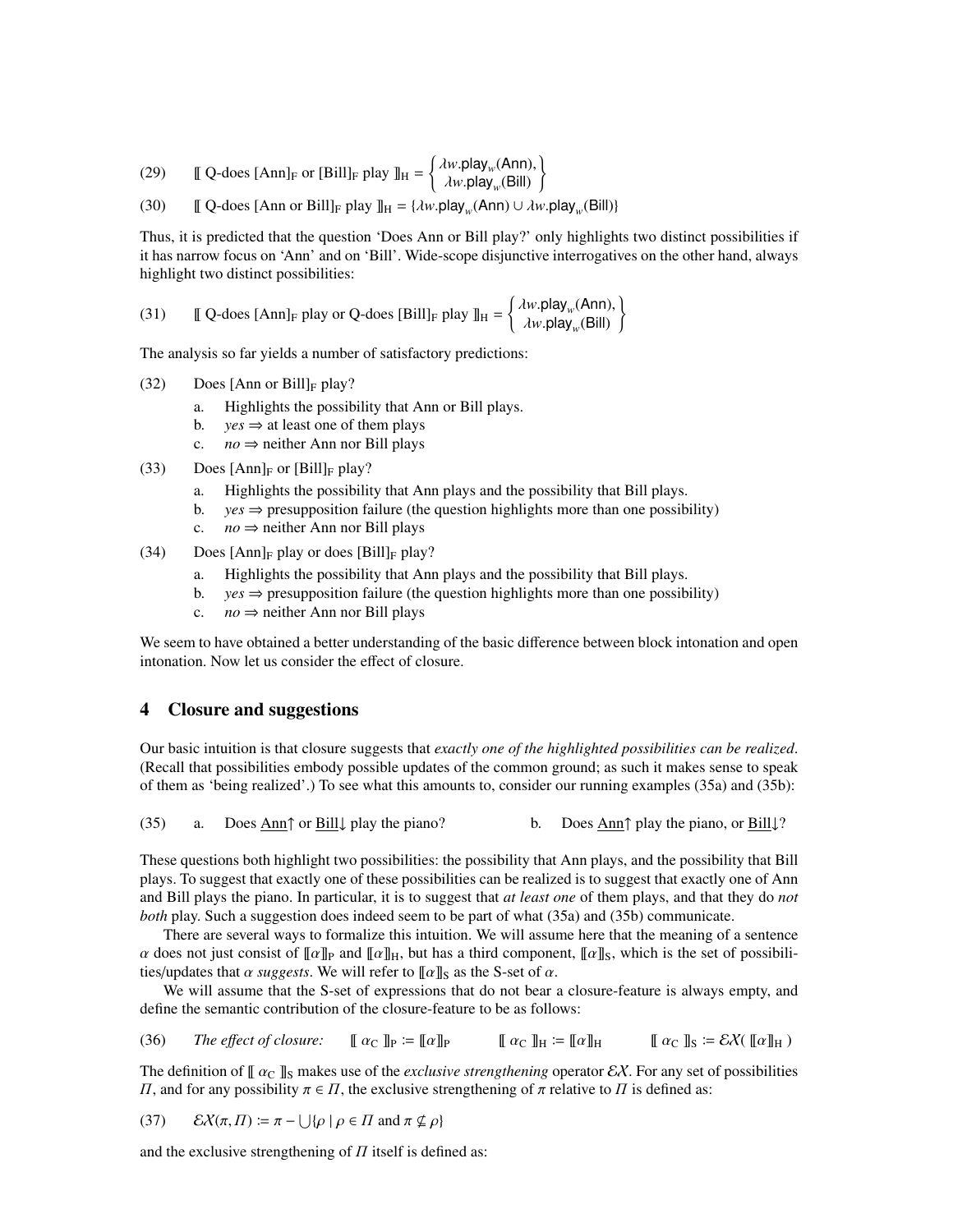(29) $[\![$ Q-does $[\text{Ann}]_F$ or $[\text{Bill}]_F$ play $]\!]_H = \left\{ \begin{array}{c} \lambda w.\mathsf{play}_w(\mathsf{Ann}), \\ \lambda w.\mathsf{play}_w(\mathsf{Bill}) \end{array} \right\}$

(30) $[\![$ Q-does $[\text{Ann or Bill}]_F$ play $]\!]_H = \{\lambda w.\mathsf{play}_w(\mathsf{Ann}) \cup \lambda w.\mathsf{play}_w(\mathsf{Bill})\}$

Thus, it is predicted that the question 'Does Ann or Bill play?' only highlights two distinct possibilities if it has narrow focus on 'Ann' and on 'Bill'. Wide-scope disjunctive interrogatives on the other hand, always highlight two distinct possibilities:

(31) $[\![$ Q-does $[\text{Ann}]_F$ play or Q-does $[\text{Bill}]_F$ play $]\!]_H = \left\{ \begin{array}{c} \lambda w.\mathsf{play}_w(\mathsf{Ann}), \\ \lambda w.\mathsf{play}_w(\mathsf{Bill}) \end{array} \right\}$

The analysis so far yields a number of satisfactory predictions:

(32) Does $[\text{Ann or Bill}]_F$ play?

- a. Highlights the possibility that Ann or Bill plays.
- b. *yes* ⇒ at least one of them plays
- c. *no* ⇒ neither Ann nor Bill plays

(33) Does $[\text{Ann}]_F$ or $[\text{Bill}]_F$ play?

- a. Highlights the possibility that Ann plays and the possibility that Bill plays.
- b. *yes* ⇒ presupposition failure (the question highlights more than one possibility)
- c. *no* ⇒ neither Ann nor Bill plays

(34) Does $[\text{Ann}]_F$ play or does $[\text{Bill}]_F$ play?

- a. Highlights the possibility that Ann plays and the possibility that Bill plays.
- b. *yes* ⇒ presupposition failure (the question highlights more than one possibility)
- c. *no* ⇒ neither Ann nor Bill plays

We seem to have obtained a better understanding of the basic difference between block intonation and open intonation. Now let us consider the effect of closure.

## 4 Closure and suggestions

Our basic intuition is that closure suggests that *exactly one of the highlighted possibilities can be realized*. (Recall that possibilities embody possible updates of the common ground; as such it makes sense to speak of them as 'being realized'.) To see what this amounts to, consider our running examples (35a) and (35b):

(35) a. Does Ann↑ or Bill↓ play the piano? b. Does Ann↑ play the piano, or Bill↓?

These questions both highlight two possibilities: the possibility that Ann plays, and the possibility that Bill plays. To suggest that exactly one of these possibilities can be realized is to suggest that exactly one of Ann and Bill plays the piano. In particular, it is to suggest that *at least one* of them plays, and that they do *not both* play. Such a suggestion does indeed seem to be part of what (35a) and (35b) communicate.

There are several ways to formalize this intuition. We will assume here that the meaning of a sentence $\alpha$ does not just consist of $[\![\alpha]\!]_P$ and $[\![\alpha]\!]_H$, but has a third component, $[\![\alpha]\!]_S$, which is the set of possibilities/updates that $\alpha$ *suggests*. We will refer to $[\![\alpha]\!]_S$ as the S-set of $\alpha$.

We will assume that the S-set of expressions that do not bear a closure-feature is always empty, and define the semantic contribution of the closure-feature to be as follows:

(36) *The effect of closure:* $[\![\alpha_C]\!]_P := [\![\alpha]\!]_P$ $\quad [\![\alpha_C]\!]_H := [\![\alpha]\!]_H$ $\quad [\![\alpha_C]\!]_S := \mathcal{EX}([\![\alpha]\!]_H)$

The definition of $[\![\alpha_C]\!]_S$ makes use of the *exclusive strengthening* operator $\mathcal{EX}$. For any set of possibilities $\Pi$, and for any possibility $\pi \in \Pi$, the exclusive strengthening of $\pi$ relative to $\Pi$ is defined as:

(37) $\mathcal{EX}(\pi, \Pi) := \pi - \bigcup\{\rho \mid \rho \in \Pi \text{ and } \pi \nsubseteq \rho\}$

and the exclusive strengthening of $\Pi$ itself is defined as: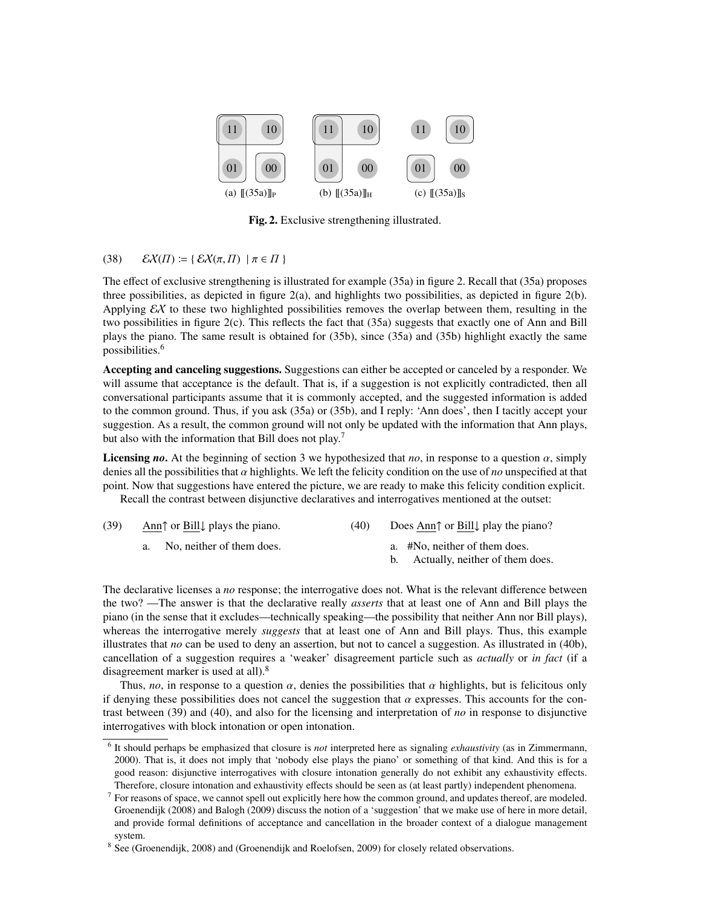(a) $[\![(35a)]\!]_P$ (b) $[\![(35a)]\!]_H$ (c) $[\![(35a)]\!]_S$

**Fig. 2.** Exclusive strengthening illustrated.

(38) $\mathcal{EX}(\Pi) := \{ \mathcal{EX}(\pi, \Pi) \mid \pi \in \Pi \}$

The effect of exclusive strengthening is illustrated for example (35a) in figure 2. Recall that (35a) proposes three possibilities, as depicted in figure 2(a), and highlights two possibilities, as depicted in figure 2(b). Applying $\mathcal{EX}$ to these two highlighted possibilities removes the overlap between them, resulting in the two possibilities in figure 2(c). This reflects the fact that (35a) suggests that exactly one of Ann and Bill plays the piano. The same result is obtained for (35b), since (35a) and (35b) highlight exactly the same possibilities.[6]

**Accepting and canceling suggestions.** Suggestions can either be accepted or canceled by a responder. We will assume that acceptance is the default. That is, if a suggestion is not explicitly contradicted, then all conversational participants assume that it is commonly accepted, and the suggested information is added to the common ground. Thus, if you ask (35a) or (35b), and I reply: 'Ann does', then I tacitly accept your suggestion. As a result, the common ground will not only be updated with the information that Ann plays, but also with the information that Bill does not play.[7]

**Licensing *no*.** At the beginning of section 3 we hypothesized that *no*, in response to a question $\alpha$, simply denies all the possibilities that $\alpha$ highlights. We left the felicity condition on the use of *no* unspecified at that point. Now that suggestions have entered the picture, we are ready to make this felicity condition explicit.

Recall the contrast between disjunctive declaratives and interrogatives mentioned at the outset:

(39) Ann↑ or Bill↓ plays the piano.

a. No, neither of them does.

(40) Does Ann↑ or Bill↓ play the piano?

a. #No, neither of them does.
b. Actually, neither of them does.

The declarative licenses a *no* response; the interrogative does not. What is the relevant difference between the two? —The answer is that the declarative really *asserts* that at least one of Ann and Bill plays the piano (in the sense that it excludes—technically speaking—the possibility that neither Ann nor Bill plays), whereas the interrogative merely *suggests* that at least one of Ann and Bill plays. Thus, this example illustrates that *no* can be used to deny an assertion, but not to cancel a suggestion. As illustrated in (40b), cancellation of a suggestion requires a 'weaker' disagreement particle such as *actually* or *in fact* (if a disagreement marker is used at all).[8]

Thus, *no*, in response to a question $\alpha$, denies the possibilities that $\alpha$ highlights, but is felicitous only if denying these possibilities does not cancel the suggestion that $\alpha$ expresses. This accounts for the contrast between (39) and (40), and also for the licensing and interpretation of *no* in response to disjunctive interrogatives with block intonation or open intonation.

---

[6] It should perhaps be emphasized that closure is *not* interpreted here as signaling *exhaustivity* (as in Zimmermann, 2000). That is, it does not imply that 'nobody else plays the piano' or something of that kind. And this is for a good reason: disjunctive interrogatives with closure intonation generally do not exhibit any exhaustivity effects. Therefore, closure intonation and exhaustivity effects should be seen as (at least partly) independent phenomena.

[7] For reasons of space, we cannot spell out explicitly here how the common ground, and updates thereof, are modeled. Groenendijk (2008) and Balogh (2009) discuss the notion of a 'suggestion' that we make use of here in more detail, and provide formal definitions of acceptance and cancellation in the broader context of a dialogue management system.

[8] See (Groenendijk, 2008) and (Groenendijk and Roelofsen, 2009) for closely related observations.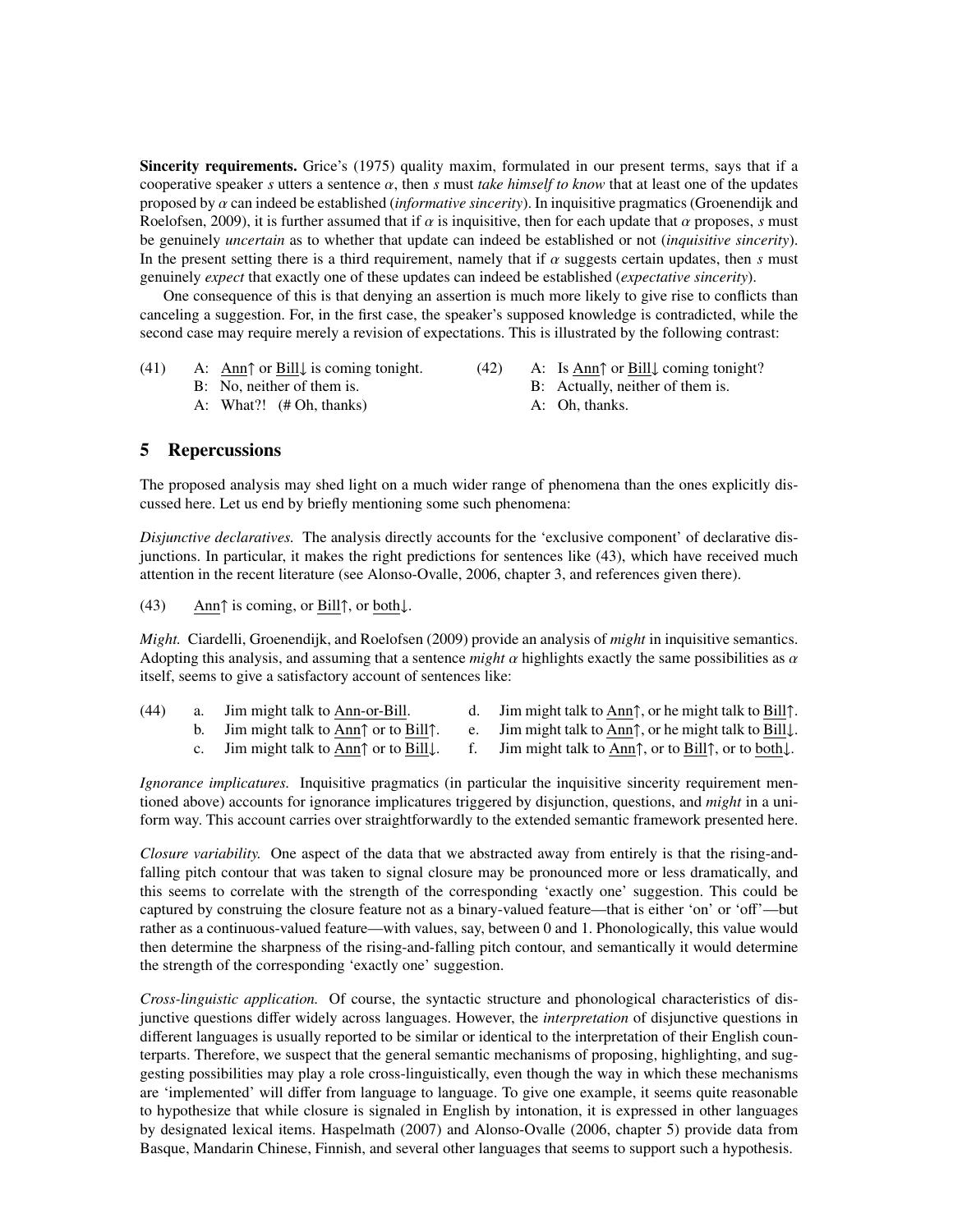**Sincerity requirements.** Grice's (1975) quality maxim, formulated in our present terms, says that if a cooperative speaker *s* utters a sentence $\alpha$, then *s* must *take himself to know* that at least one of the updates proposed by $\alpha$ can indeed be established (*informative sincerity*). In inquisitive pragmatics (Groenendijk and Roelofsen, 2009), it is further assumed that if $\alpha$ is inquisitive, then for each update that $\alpha$ proposes, *s* must be genuinely *uncertain* as to whether that update can indeed be established or not (*inquisitive sincerity*). In the present setting there is a third requirement, namely that if $\alpha$ suggests certain updates, then *s* must genuinely *expect* that exactly one of these updates can indeed be established (*expectative sincerity*).

One consequence of this is that denying an assertion is much more likely to give rise to conflicts than canceling a suggestion. For, in the first case, the speaker's supposed knowledge is contradicted, while the second case may require merely a revision of expectations. This is illustrated by the following contrast:

(41) A: <u>Ann</u>↑ or <u>Bill</u>↓ is coming tonight.
B: No, neither of them is.
A: What?! (# Oh, thanks)

(42) A: Is <u>Ann</u>↑ or <u>Bill</u>↓ coming tonight?
B: Actually, neither of them is.
A: Oh, thanks.

## 5 Repercussions

The proposed analysis may shed light on a much wider range of phenomena than the ones explicitly discussed here. Let us end by briefly mentioning some such phenomena:

*Disjunctive declaratives.* The analysis directly accounts for the 'exclusive component' of declarative disjunctions. In particular, it makes the right predictions for sentences like (43), which have received much attention in the recent literature (see Alonso-Ovalle, 2006, chapter 3, and references given there).

(43) <u>Ann</u>↑ is coming, or <u>Bill</u>↑, or <u>both</u>↓.

*Might.* Ciardelli, Groenendijk, and Roelofsen (2009) provide an analysis of *might* in inquisitive semantics. Adopting this analysis, and assuming that a sentence *might* $\alpha$ highlights exactly the same possibilities as $\alpha$ itself, seems to give a satisfactory account of sentences like:

(44)
a. Jim might talk to <u>Ann-or-Bill</u>.
b. Jim might talk to <u>Ann</u>↑ or to <u>Bill</u>↑.
c. Jim might talk to <u>Ann</u>↑ or to <u>Bill</u>↓.
d. Jim might talk to <u>Ann</u>↑, or he might talk to <u>Bill</u>↑.
e. Jim might talk to <u>Ann</u>↑, or he might talk to <u>Bill</u>↓.
f. Jim might talk to <u>Ann</u>↑, or to <u>Bill</u>↑, or to <u>both</u>↓.

*Ignorance implicatures.* Inquisitive pragmatics (in particular the inquisitive sincerity requirement mentioned above) accounts for ignorance implicatures triggered by disjunction, questions, and *might* in a uniform way. This account carries over straightforwardly to the extended semantic framework presented here.

*Closure variability.* One aspect of the data that we abstracted away from entirely is that the rising-and-falling pitch contour that was taken to signal closure may be pronounced more or less dramatically, and this seems to correlate with the strength of the corresponding 'exactly one' suggestion. This could be captured by construing the closure feature not as a binary-valued feature—that is either 'on' or 'off'—but rather as a continuous-valued feature—with values, say, between 0 and 1. Phonologically, this value would then determine the sharpness of the rising-and-falling pitch contour, and semantically it would determine the strength of the corresponding 'exactly one' suggestion.

*Cross-linguistic application.* Of course, the syntactic structure and phonological characteristics of disjunctive questions differ widely across languages. However, the *interpretation* of disjunctive questions in different languages is usually reported to be similar or identical to the interpretation of their English counterparts. Therefore, we suspect that the general semantic mechanisms of proposing, highlighting, and suggesting possibilities may play a role cross-linguistically, even though the way in which these mechanisms are 'implemented' will differ from language to language. To give one example, it seems quite reasonable to hypothesize that while closure is signaled in English by intonation, it is expressed in other languages by designated lexical items. Haspelmath (2007) and Alonso-Ovalle (2006, chapter 5) provide data from Basque, Mandarin Chinese, Finnish, and several other languages that seems to support such a hypothesis.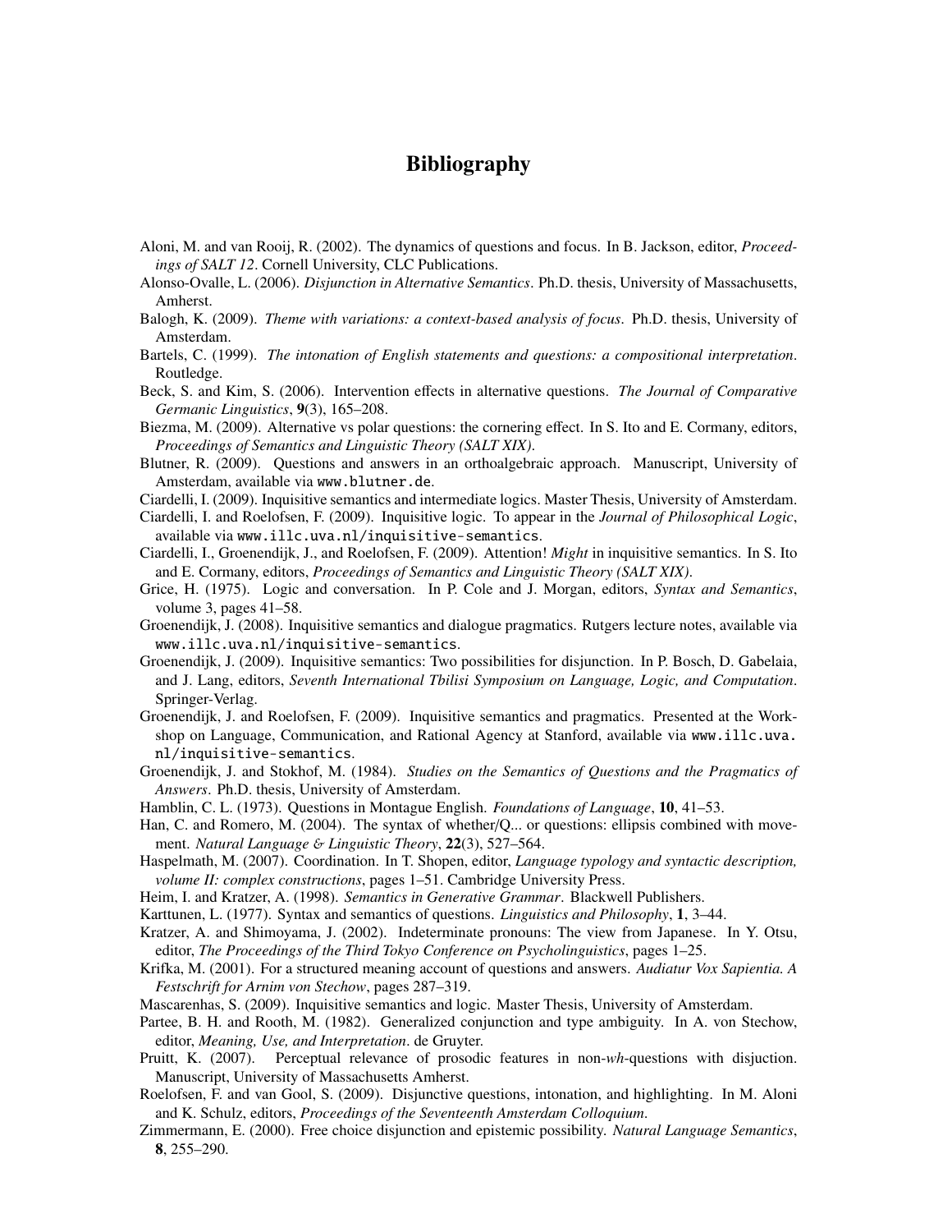# Bibliography

Aloni, M. and van Rooij, R. (2002). The dynamics of questions and focus. In B. Jackson, editor, *Proceedings of SALT 12*. Cornell University, CLC Publications.

Alonso-Ovalle, L. (2006). *Disjunction in Alternative Semantics*. Ph.D. thesis, University of Massachusetts, Amherst.

Balogh, K. (2009). *Theme with variations: a context-based analysis of focus*. Ph.D. thesis, University of Amsterdam.

Bartels, C. (1999). *The intonation of English statements and questions: a compositional interpretation*. Routledge.

Beck, S. and Kim, S. (2006). Intervention effects in alternative questions. *The Journal of Comparative Germanic Linguistics*, **9**(3), 165–208.

Biezma, M. (2009). Alternative vs polar questions: the cornering effect. In S. Ito and E. Cormany, editors, *Proceedings of Semantics and Linguistic Theory (SALT XIX)*.

Blutner, R. (2009). Questions and answers in an orthoalgebraic approach. Manuscript, University of Amsterdam, available via `www.blutner.de`.

Ciardelli, I. (2009). Inquisitive semantics and intermediate logics. Master Thesis, University of Amsterdam.

Ciardelli, I. and Roelofsen, F. (2009). Inquisitive logic. To appear in the *Journal of Philosophical Logic*, available via `www.illc.uva.nl/inquisitive-semantics`.

Ciardelli, I., Groenendijk, J., and Roelofsen, F. (2009). Attention! *Might* in inquisitive semantics. In S. Ito and E. Cormany, editors, *Proceedings of Semantics and Linguistic Theory (SALT XIX)*.

Grice, H. (1975). Logic and conversation. In P. Cole and J. Morgan, editors, *Syntax and Semantics*, volume 3, pages 41–58.

Groenendijk, J. (2008). Inquisitive semantics and dialogue pragmatics. Rutgers lecture notes, available via `www.illc.uva.nl/inquisitive-semantics`.

Groenendijk, J. (2009). Inquisitive semantics: Two possibilities for disjunction. In P. Bosch, D. Gabelaia, and J. Lang, editors, *Seventh International Tbilisi Symposium on Language, Logic, and Computation*. Springer-Verlag.

Groenendijk, J. and Roelofsen, F. (2009). Inquisitive semantics and pragmatics. Presented at the Workshop on Language, Communication, and Rational Agency at Stanford, available via `www.illc.uva.nl/inquisitive-semantics`.

Groenendijk, J. and Stokhof, M. (1984). *Studies on the Semantics of Questions and the Pragmatics of Answers*. Ph.D. thesis, University of Amsterdam.

Hamblin, C. L. (1973). Questions in Montague English. *Foundations of Language*, **10**, 41–53.

Han, C. and Romero, M. (2004). The syntax of whether/Q... or questions: ellipsis combined with movement. *Natural Language & Linguistic Theory*, **22**(3), 527–564.

Haspelmath, M. (2007). Coordination. In T. Shopen, editor, *Language typology and syntactic description, volume II: complex constructions*, pages 1–51. Cambridge University Press.

Heim, I. and Kratzer, A. (1998). *Semantics in Generative Grammar*. Blackwell Publishers.

Karttunen, L. (1977). Syntax and semantics of questions. *Linguistics and Philosophy*, **1**, 3–44.

Kratzer, A. and Shimoyama, J. (2002). Indeterminate pronouns: The view from Japanese. In Y. Otsu, editor, *The Proceedings of the Third Tokyo Conference on Psycholinguistics*, pages 1–25.

Krifka, M. (2001). For a structured meaning account of questions and answers. *Audiatur Vox Sapientia. A Festschrift for Arnim von Stechow*, pages 287–319.

Mascarenhas, S. (2009). Inquisitive semantics and logic. Master Thesis, University of Amsterdam.

Partee, B. H. and Rooth, M. (1982). Generalized conjunction and type ambiguity. In A. von Stechow, editor, *Meaning, Use, and Interpretation*. de Gruyter.

Pruitt, K. (2007). Perceptual relevance of prosodic features in non-*wh*-questions with disjuction. Manuscript, University of Massachusetts Amherst.

Roelofsen, F. and van Gool, S. (2009). Disjunctive questions, intonation, and highlighting. In M. Aloni and K. Schulz, editors, *Proceedings of the Seventeenth Amsterdam Colloquium*.

Zimmermann, E. (2000). Free choice disjunction and epistemic possibility. *Natural Language Semantics*, **8**, 255–290.